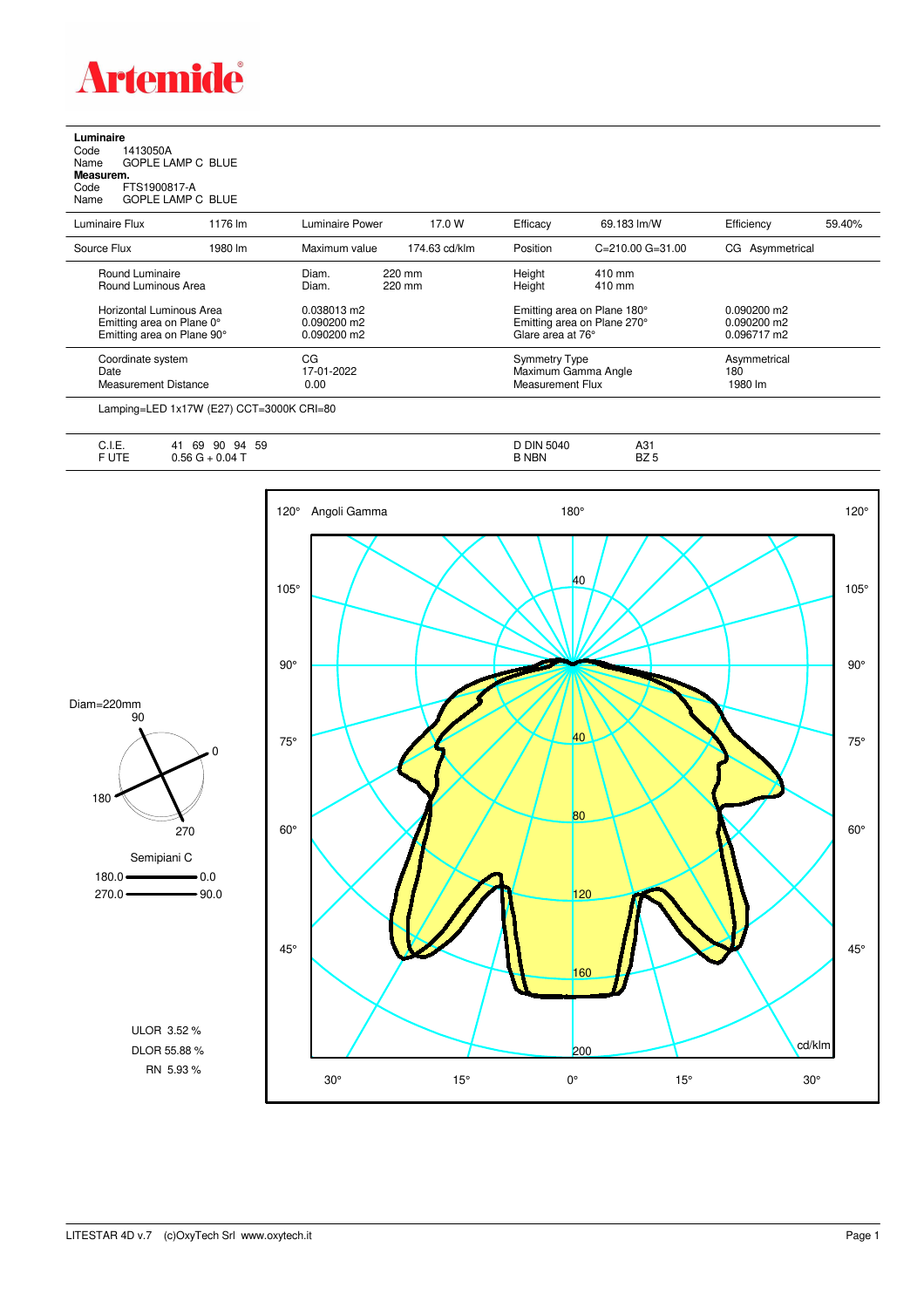# Artemide

**Luminaire**

Code 1413050A
Name GOPLE LAMP C BLUE

**Measurem.**

Code FTS1900817-A
Name GOPLE LAMP C BLUE

| Luminaire Flux | 1176 lm | Luminaire Power | 17.0 W | Efficacy | 69.183 lm/W | Efficiency | 59.40% |
|---|---|---|---|---|---|---|---|
| Source Flux | 1980 lm | Maximum value | 174.63 cd/klm | Position | C=210.00 G=31.00 | CG | Asymmetrical |

| | | | |
|---|---|---|---|
| Round Luminaire | Diam. 220 mm | Height 410 mm | |
| Round Luminous Area | Diam. 220 mm | Height 410 mm | |
| Horizontal Luminous Area | 0.038013 m2 | Emitting area on Plane 180° | 0.090200 m2 |
| Emitting area on Plane 0° | 0.090200 m2 | Emitting area on Plane 270° | 0.090200 m2 |
| Emitting area on Plane 90° | 0.090200 m2 | Glare area at 76° | 0.096717 m2 |
| Coordinate system | CG | Symmetry Type | Asymmetrical |
| Date | 17-01-2022 | Maximum Gamma Angle | 180 |
| Measurement Distance | 0.00 | Measurement Flux | 1980 lm |

Lamping=LED 1x17W (E27) CCT=3000K CRI=80

| | | | |
|---|---|---|---|
| C.I.E. | 41 69 90 94 59 | D DIN 5040 | A31 |
| F UTE | 0.56 G + 0.04 T | B NBN | BZ 5 |

Diam=220mm

Semipiani C
180.0 — 0.0
270.0 — 90.0

ULOR 3.52 %
DLOR 55.88 %
RN 5.93 %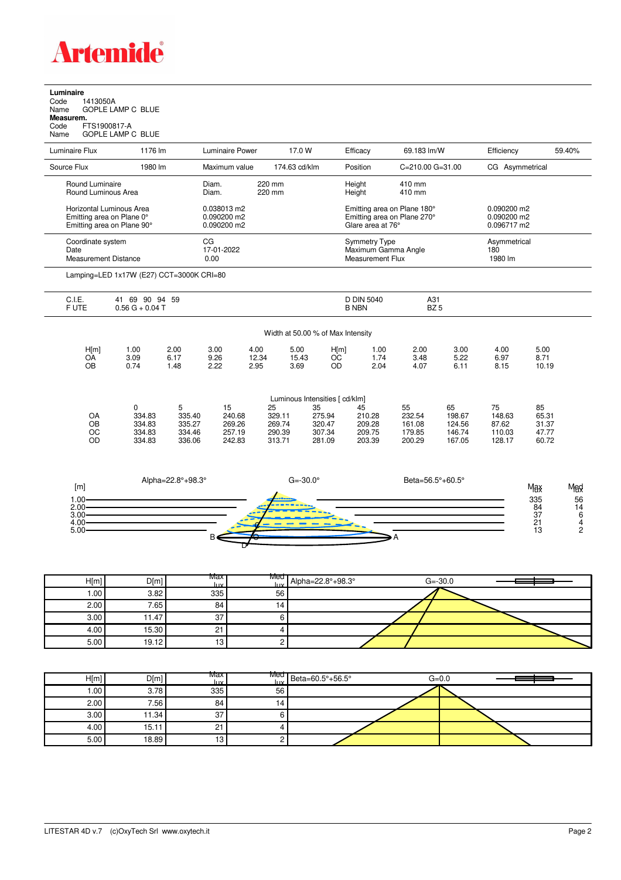**Artemide**

**Luminaire**
Code 1413050A
Name GOPLE LAMP C BLUE
**Measurem.**
Code FTS1900817-A
Name GOPLE LAMP C BLUE

| | | | | | | | |
|---|---|---|---|---|---|---|---|
| Luminaire Flux | 1176 lm | Luminaire Power | 17.0 W | Efficacy | 69.183 lm/W | Efficiency | 59.40% |
| Source Flux | 1980 lm | Maximum value | 174.63 cd/klm | Position | C=210.00 G=31.00 | CG | Asymmetrical |

| | | | | | |
|---|---|---|---|---|---|
| Round Luminaire | Diam. | 220 mm | Height | 410 mm | |
| Round Luminous Area | Diam. | 220 mm | Height | 410 mm | |
| Horizontal Luminous Area | 0.038013 m2 | | Emitting area on Plane 180° | | 0.090200 m2 |
| Emitting area on Plane 0° | 0.090200 m2 | | Emitting area on Plane 270° | | 0.090200 m2 |
| Emitting area on Plane 90° | 0.090200 m2 | | Glare area at 76° | | 0.096717 m2 |

| | | | |
|---|---|---|---|
| Coordinate system | CG | Symmetry Type | Asymmetrical |
| Date | 17-01-2022 | Maximum Gamma Angle | 180 |
| Measurement Distance | 0.00 | Measurement Flux | 1980 lm |

Lamping=LED 1x17W (E27) CCT=3000K CRI=80

| | | | |
|---|---|---|---|
| C.I.E. | 41 69 90 94 59 | D DIN 5040 | A31 |
| F UTE | 0.56 G + 0.04 T | B NBN | BZ 5 |

Width at 50.00 % of Max Intensity

| H[m] | 1.00 | 2.00 | 3.00 | 4.00 | 5.00 | H[m] | 1.00 | 2.00 | 3.00 | 4.00 | 5.00 |
|---|---|---|---|---|---|---|---|---|---|---|---|
| OA | 3.09 | 6.17 | 9.26 | 12.34 | 15.43 | OC | 1.74 | 3.48 | 5.22 | 6.97 | 8.71 |
| OB | 0.74 | 1.48 | 2.22 | 2.95 | 3.69 | OD | 2.04 | 4.07 | 6.11 | 8.15 | 10.19 |

Luminous Intensities [ cd/klm]

| | 0 | 5 | 15 | 25 | 35 | 45 | 55 | 65 | 75 | 85 |
|---|---|---|---|---|---|---|---|---|---|---|
| OA | 334.83 | 335.40 | 240.68 | 329.11 | 275.94 | 210.28 | 232.54 | 198.67 | 148.63 | 65.31 |
| OB | 334.83 | 335.27 | 269.26 | 269.74 | 320.47 | 209.28 | 161.08 | 124.56 | 87.62 | 31.37 |
| OC | 334.83 | 334.46 | 257.19 | 290.39 | 307.34 | 209.75 | 179.85 | 146.74 | 110.03 | 47.77 |
| OD | 334.83 | 336.06 | 242.83 | 313.71 | 281.09 | 203.39 | 200.29 | 167.05 | 128.17 | 60.72 |

Alpha=22.8°+98.3°
G=-30.0°
Beta=56.5°+60.5°
[m]
1.00
2.00
3.00
4.00
5.00
B C A D
Max lux: 335 84 37 21 13
Med lux: 56 14 6 4 2

| H[m] | D[m] | Max lux | Med lux | Alpha=22.8°+98.3° G=-30.0 |
|---|---|---|---|---|
| 1.00 | 3.82 | 335 | 56 | |
| 2.00 | 7.65 | 84 | 14 | |
| 3.00 | 11.47 | 37 | 6 | |
| 4.00 | 15.30 | 21 | 4 | |
| 5.00 | 19.12 | 13 | 2 | |

| H[m] | D[m] | Max lux | Med lux | Beta=60.5°+56.5° G=0.0 |
|---|---|---|---|---|
| 1.00 | 3.78 | 335 | 56 | |
| 2.00 | 7.56 | 84 | 14 | |
| 3.00 | 11.34 | 37 | 6 | |
| 4.00 | 15.11 | 21 | 4 | |
| 5.00 | 18.89 | 13 | 2 | |

LITESTAR 4D v.7 (c)OxyTech Srl www.oxytech.it